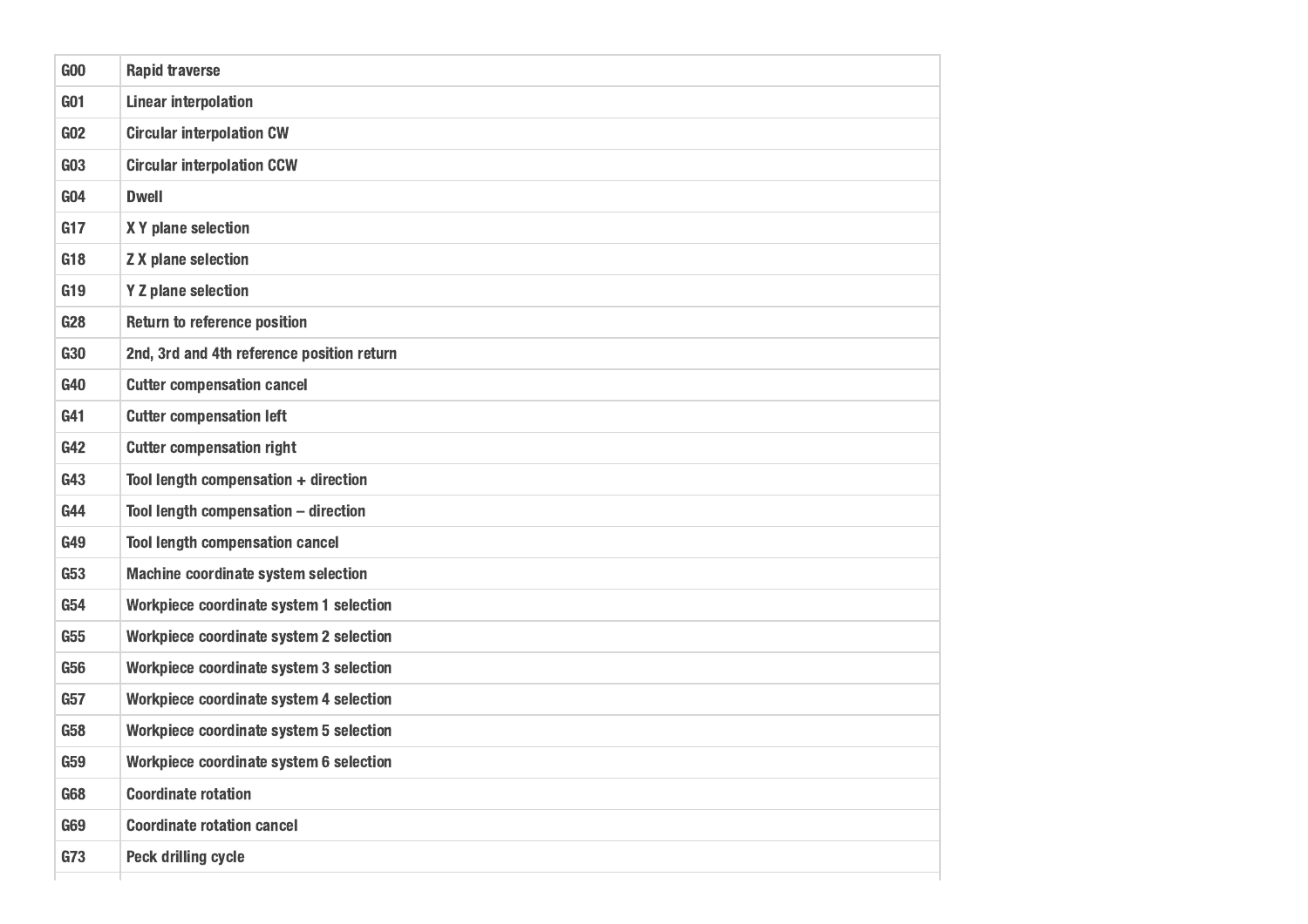| G00 | Rapid traverse |
| --- | --- |
| G01 | Linear interpolation |
| G02 | Circular interpolation CW |
| G03 | Circular interpolation CCW |
| G04 | Dwell |
| G17 | X Y plane selection |
| G18 | Z X plane selection |
| G19 | Y Z plane selection |
| G28 | Return to reference position |
| G30 | 2nd, 3rd and 4th reference position return |
| G40 | Cutter compensation cancel |
| G41 | Cutter compensation left |
| G42 | Cutter compensation right |
| G43 | Tool length compensation + direction |
| G44 | Tool length compensation – direction |
| G49 | Tool length compensation cancel |
| G53 | Machine coordinate system selection |
| G54 | Workpiece coordinate system 1 selection |
| G55 | Workpiece coordinate system 2 selection |
| G56 | Workpiece coordinate system 3 selection |
| G57 | Workpiece coordinate system 4 selection |
| G58 | Workpiece coordinate system 5 selection |
| G59 | Workpiece coordinate system 6 selection |
| G68 | Coordinate rotation |
| G69 | Coordinate rotation cancel |
| G73 | Peck drilling cycle |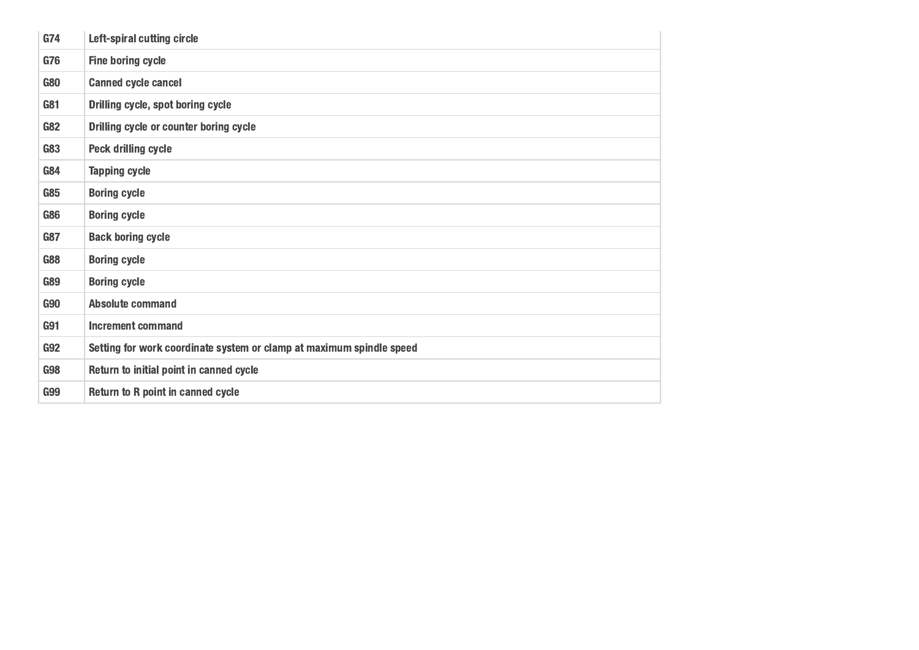| | |
|---|---|
| G74 | Left-spiral cutting circle |
| G76 | Fine boring cycle |
| G80 | Canned cycle cancel |
| G81 | Drilling cycle, spot boring cycle |
| G82 | Drilling cycle or counter boring cycle |
| G83 | Peck drilling cycle |
| G84 | Tapping cycle |
| G85 | Boring cycle |
| G86 | Boring cycle |
| G87 | Back boring cycle |
| G88 | Boring cycle |
| G89 | Boring cycle |
| G90 | Absolute command |
| G91 | Increment command |
| G92 | Setting for work coordinate system or clamp at maximum spindle speed |
| G98 | Return to initial point in canned cycle |
| G99 | Return to R point in canned cycle |